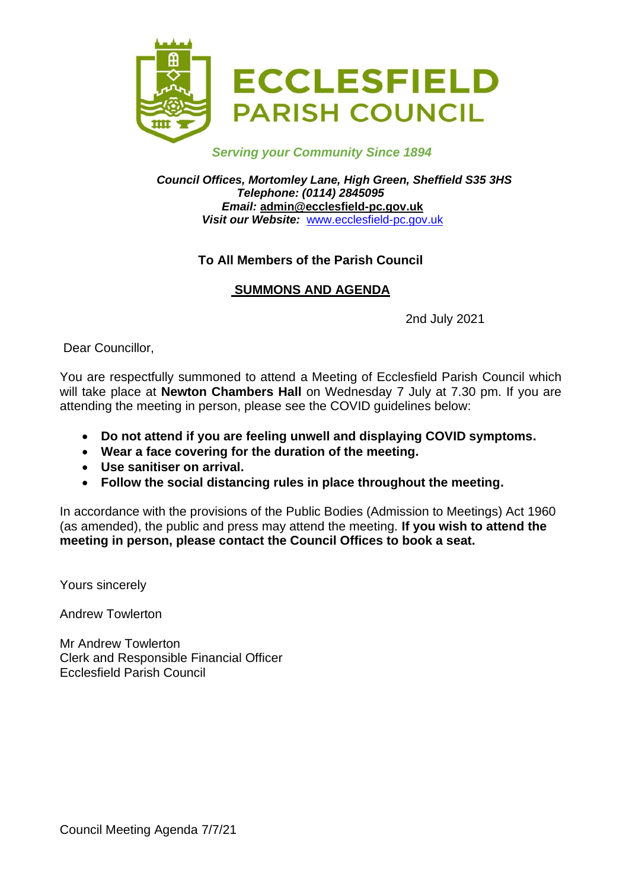# ECCLESFIELD PARISH COUNCIL

*Serving your Community Since 1894*

***Council Offices, Mortomley Lane, High Green, Sheffield S35 3HS***
***Telephone: (0114) 2845095***
***Email:* admin@ecclesfield-pc.gov.uk**
***Visit our Website:*** www.ecclesfield-pc.gov.uk

**To All Members of the Parish Council**

**SUMMONS AND AGENDA**

2nd July 2021

Dear Councillor,

You are respectfully summoned to attend a Meeting of Ecclesfield Parish Council which will take place at **Newton Chambers Hall** on Wednesday 7 July at 7.30 pm. If you are attending the meeting in person, please see the COVID guidelines below:

- **Do not attend if you are feeling unwell and displaying COVID symptoms.**
- **Wear a face covering for the duration of the meeting.**
- **Use sanitiser on arrival.**
- **Follow the social distancing rules in place throughout the meeting.**

In accordance with the provisions of the Public Bodies (Admission to Meetings) Act 1960 (as amended), the public and press may attend the meeting. **If you wish to attend the meeting in person, please contact the Council Offices to book a seat.**

Yours sincerely

Andrew Towlerton

Mr Andrew Towlerton
Clerk and Responsible Financial Officer
Ecclesfield Parish Council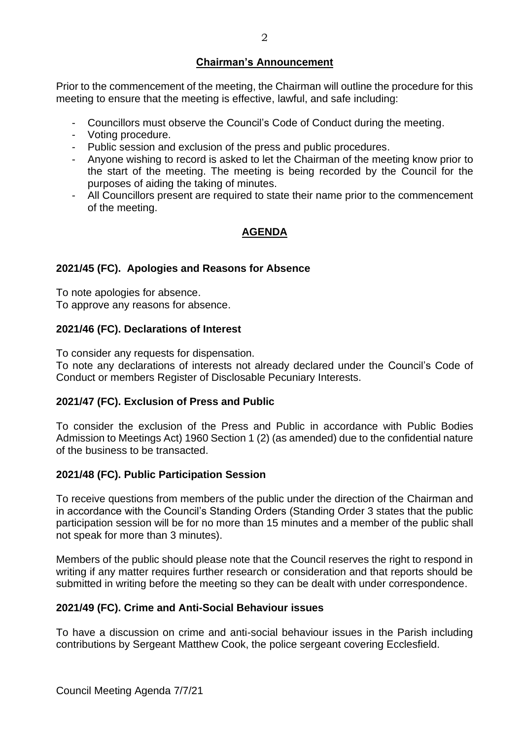## Chairman's Announcement

Prior to the commencement of the meeting, the Chairman will outline the procedure for this meeting to ensure that the meeting is effective, lawful, and safe including:

- Councillors must observe the Council's Code of Conduct during the meeting.
- Voting procedure.
- Public session and exclusion of the press and public procedures.
- Anyone wishing to record is asked to let the Chairman of the meeting know prior to the start of the meeting. The meeting is being recorded by the Council for the purposes of aiding the taking of minutes.
- All Councillors present are required to state their name prior to the commencement of the meeting.

## AGENDA

### 2021/45 (FC). Apologies and Reasons for Absence

To note apologies for absence.
To approve any reasons for absence.

### 2021/46 (FC). Declarations of Interest

To consider any requests for dispensation.
To note any declarations of interests not already declared under the Council's Code of Conduct or members Register of Disclosable Pecuniary Interests.

### 2021/47 (FC). Exclusion of Press and Public

To consider the exclusion of the Press and Public in accordance with Public Bodies Admission to Meetings Act) 1960 Section 1 (2) (as amended) due to the confidential nature of the business to be transacted.

### 2021/48 (FC). Public Participation Session

To receive questions from members of the public under the direction of the Chairman and in accordance with the Council's Standing Orders (Standing Order 3 states that the public participation session will be for no more than 15 minutes and a member of the public shall not speak for more than 3 minutes).

Members of the public should please note that the Council reserves the right to respond in writing if any matter requires further research or consideration and that reports should be submitted in writing before the meeting so they can be dealt with under correspondence.

### 2021/49 (FC). Crime and Anti-Social Behaviour issues

To have a discussion on crime and anti-social behaviour issues in the Parish including contributions by Sergeant Matthew Cook, the police sergeant covering Ecclesfield.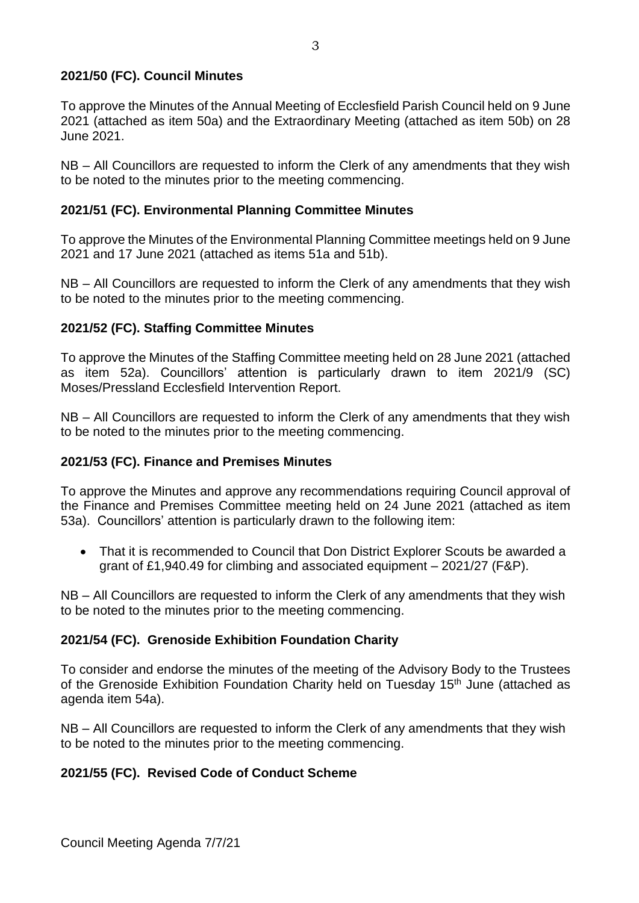## 2021/50 (FC). Council Minutes

To approve the Minutes of the Annual Meeting of Ecclesfield Parish Council held on 9 June 2021 (attached as item 50a) and the Extraordinary Meeting (attached as item 50b) on 28 June 2021.

NB – All Councillors are requested to inform the Clerk of any amendments that they wish to be noted to the minutes prior to the meeting commencing.

## 2021/51 (FC). Environmental Planning Committee Minutes

To approve the Minutes of the Environmental Planning Committee meetings held on 9 June 2021 and 17 June 2021 (attached as items 51a and 51b).

NB – All Councillors are requested to inform the Clerk of any amendments that they wish to be noted to the minutes prior to the meeting commencing.

## 2021/52 (FC). Staffing Committee Minutes

To approve the Minutes of the Staffing Committee meeting held on 28 June 2021 (attached as item 52a). Councillors' attention is particularly drawn to item 2021/9 (SC) Moses/Pressland Ecclesfield Intervention Report.

NB – All Councillors are requested to inform the Clerk of any amendments that they wish to be noted to the minutes prior to the meeting commencing.

## 2021/53 (FC). Finance and Premises Minutes

To approve the Minutes and approve any recommendations requiring Council approval of the Finance and Premises Committee meeting held on 24 June 2021 (attached as item 53a). Councillors' attention is particularly drawn to the following item:

- That it is recommended to Council that Don District Explorer Scouts be awarded a grant of £1,940.49 for climbing and associated equipment – 2021/27 (F&P).

NB – All Councillors are requested to inform the Clerk of any amendments that they wish to be noted to the minutes prior to the meeting commencing.

## 2021/54 (FC). Grenoside Exhibition Foundation Charity

To consider and endorse the minutes of the meeting of the Advisory Body to the Trustees of the Grenoside Exhibition Foundation Charity held on Tuesday 15th June (attached as agenda item 54a).

NB – All Councillors are requested to inform the Clerk of any amendments that they wish to be noted to the minutes prior to the meeting commencing.

## 2021/55 (FC). Revised Code of Conduct Scheme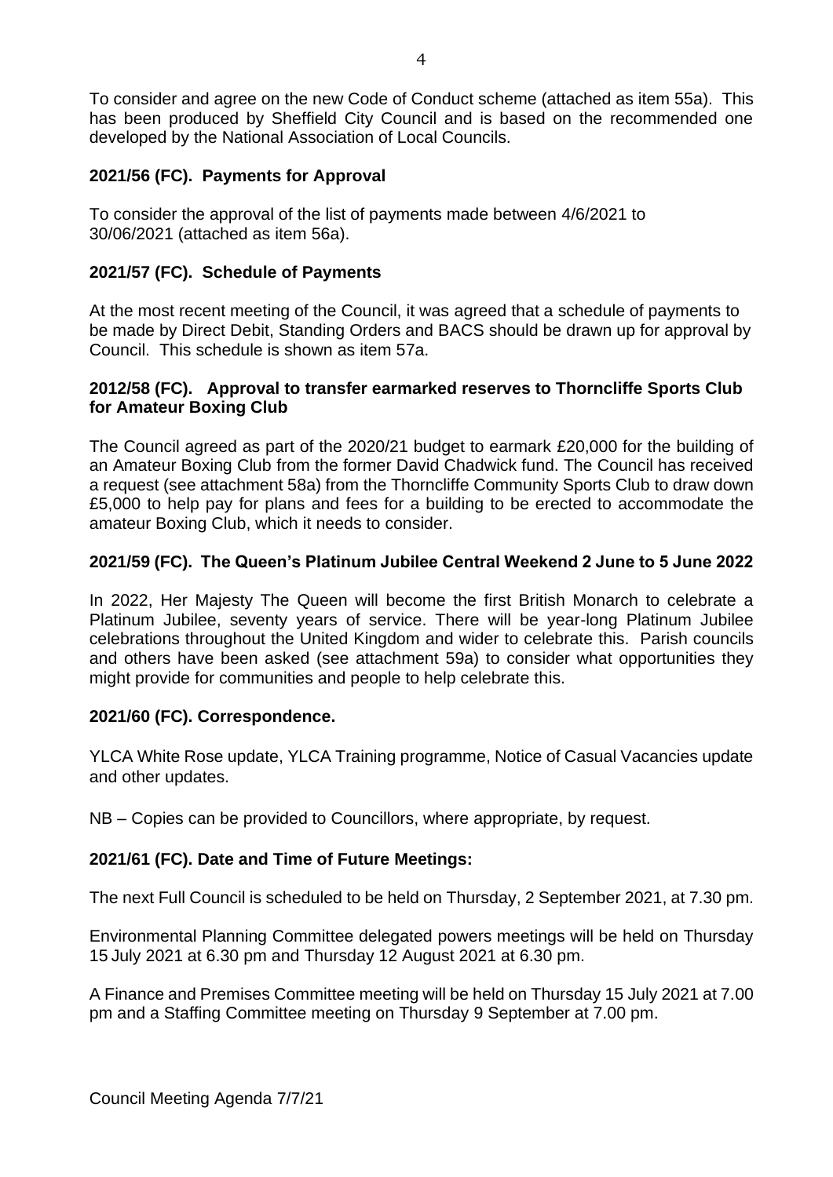To consider and agree on the new Code of Conduct scheme (attached as item 55a). This has been produced by Sheffield City Council and is based on the recommended one developed by the National Association of Local Councils.

### 2021/56 (FC). Payments for Approval

To consider the approval of the list of payments made between 4/6/2021 to 30/06/2021 (attached as item 56a).

### 2021/57 (FC). Schedule of Payments

At the most recent meeting of the Council, it was agreed that a schedule of payments to be made by Direct Debit, Standing Orders and BACS should be drawn up for approval by Council. This schedule is shown as item 57a.

### 2012/58 (FC). Approval to transfer earmarked reserves to Thorncliffe Sports Club for Amateur Boxing Club

The Council agreed as part of the 2020/21 budget to earmark £20,000 for the building of an Amateur Boxing Club from the former David Chadwick fund. The Council has received a request (see attachment 58a) from the Thorncliffe Community Sports Club to draw down £5,000 to help pay for plans and fees for a building to be erected to accommodate the amateur Boxing Club, which it needs to consider.

### 2021/59 (FC). The Queen's Platinum Jubilee Central Weekend 2 June to 5 June 2022

In 2022, Her Majesty The Queen will become the first British Monarch to celebrate a Platinum Jubilee, seventy years of service. There will be year-long Platinum Jubilee celebrations throughout the United Kingdom and wider to celebrate this. Parish councils and others have been asked (see attachment 59a) to consider what opportunities they might provide for communities and people to help celebrate this.

### 2021/60 (FC). Correspondence.

YLCA White Rose update, YLCA Training programme, Notice of Casual Vacancies update and other updates.

NB – Copies can be provided to Councillors, where appropriate, by request.

### 2021/61 (FC). Date and Time of Future Meetings:

The next Full Council is scheduled to be held on Thursday, 2 September 2021, at 7.30 pm.

Environmental Planning Committee delegated powers meetings will be held on Thursday 15 July 2021 at 6.30 pm and Thursday 12 August 2021 at 6.30 pm.

A Finance and Premises Committee meeting will be held on Thursday 15 July 2021 at 7.00 pm and a Staffing Committee meeting on Thursday 9 September at 7.00 pm.